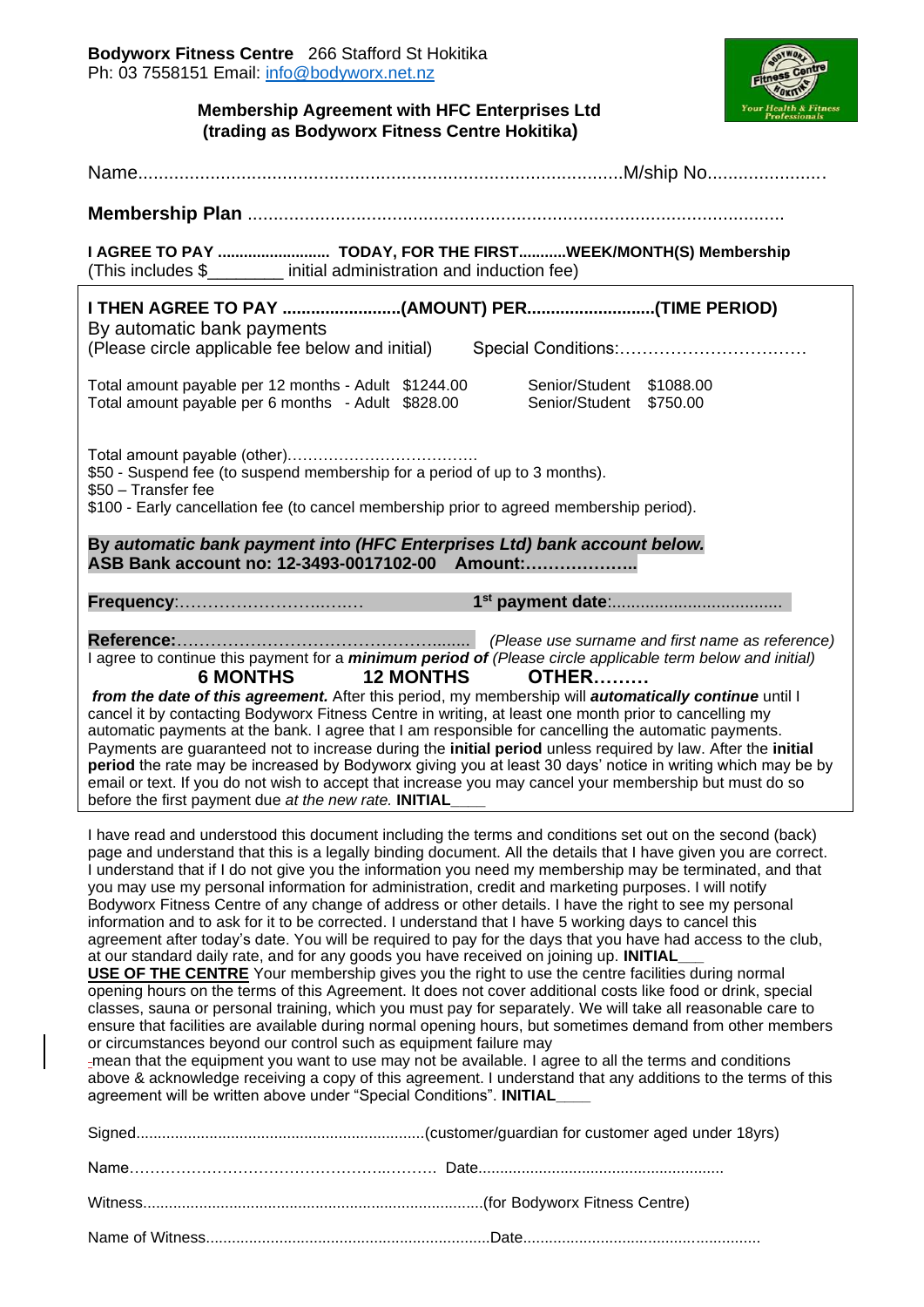**Bodyworx Fitness Centre** 266 Stafford St Hokitika
Ph: 03 7558151 Email: info@bodyworx.net.nz

**Membership Agreement with HFC Enterprises Ltd (trading as Bodyworx Fitness Centre Hokitika)**

Name...........................................................................................M/ship No......................

**Membership Plan** ........................................................................................................

**I AGREE TO PAY .......................... TODAY, FOR THE FIRST...........WEEK/MONTH(S) Membership**
(This includes $________ initial administration and induction fee)

**I THEN AGREE TO PAY .........................(AMOUNT) PER...........................(TIME PERIOD)**
By automatic bank payments
(Please circle applicable fee below and initial)  Special Conditions:……………………………

| | | | |
|---|---|---|---|
| Total amount payable per 12 months - Adult | $1244.00 | Senior/Student | $1088.00 |
| Total amount payable per 6 months - Adult | $828.00 | Senior/Student | $750.00 |

Total amount payable (other)……………………………….
$50 - Suspend fee (to suspend membership for a period of up to 3 months).
$50 – Transfer fee
$100 - Early cancellation fee (to cancel membership prior to agreed membership period).

**By *automatic bank payment into (HFC Enterprises Ltd) bank account below.***
**ASB Bank account no: 12-3493-0017102-00 Amount:………………..**

**Frequency**:……………………….……  **1st payment date**:....................................

**Reference:**……………………………………………........ *(Please use surname and first name as reference)*
I agree to continue this payment for a ***minimum period of*** *(Please circle applicable term below and initial)*
**6 MONTHS  12 MONTHS  OTHER………**
***from the date of this agreement.*** After this period, my membership will ***automatically continue*** until I cancel it by contacting Bodyworx Fitness Centre in writing, at least one month prior to cancelling my automatic payments at the bank. I agree that I am responsible for cancelling the automatic payments. Payments are guaranteed not to increase during the **initial period** unless required by law. After the **initial period** the rate may be increased by Bodyworx giving you at least 30 days' notice in writing which may be by email or text. If you do not wish to accept that increase you may cancel your membership but must do so before the first payment due *at the new rate.* **INITIAL____**

I have read and understood this document including the terms and conditions set out on the second (back) page and understand that this is a legally binding document. All the details that I have given you are correct. I understand that if I do not give you the information you need my membership may be terminated, and that you may use my personal information for administration, credit and marketing purposes. I will notify Bodyworx Fitness Centre of any change of address or other details. I have the right to see my personal information and to ask for it to be corrected. I understand that I have 5 working days to cancel this agreement after today's date. You will be required to pay for the days that you have had access to the club, at our standard daily rate, and for any goods you have received on joining up. **INITIAL___**
**USE OF THE CENTRE** Your membership gives you the right to use the centre facilities during normal opening hours on the terms of this Agreement. It does not cover additional costs like food or drink, special classes, sauna or personal training, which you must pay for separately. We will take all reasonable care to ensure that facilities are available during normal opening hours, but sometimes demand from other members or circumstances beyond our control such as equipment failure may mean that the equipment you want to use may not be available. I agree to all the terms and conditions above & acknowledge receiving a copy of this agreement. I understand that any additions to the terms of this agreement will be written above under "Special Conditions". **INITIAL____**

Signed..................................................................(customer/guardian for customer aged under 18yrs)

Name…………………………………………..……… Date.........................................................

Witness..............................................................................(for Bodyworx Fitness Centre)

Name of Witness.................................................................Date......................................................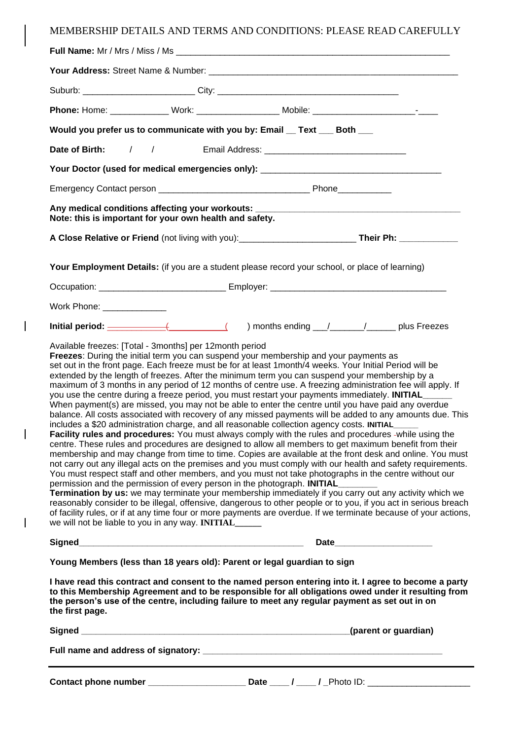MEMBERSHIP DETAILS AND TERMS AND CONDITIONS: PLEASE READ CAREFULLY

**Full Name:** Mr / Mrs / Miss / Ms ___________________________________________________________

**Your Address:** Street Name & Number: ____________________________________________________

Suburb: _______________________ City: _____________________________________

**Phone:** Home: ____________ Work: ________________ Mobile: _____________________-____

**Would you prefer us to communicate with you by: Email __ Text ___ Both ___**

**Date of Birth:** / / Email Address: ____________________________

**Your Doctor (used for medical emergencies only):** ____________________________________

Emergency Contact person ______________________________ Phone___________

**Any medical conditions affecting your workouts:** ________________________________________
**Note: this is important for your own health and safety.**

**A Close Relative or Friend** (not living with you):_______________________ **Their Ph:** ____________

**Your Employment Details:** (if you are a student please record your school, or place of learning)

Occupation: __________________________ Employer: ____________________________________

Work Phone: _____________

**Initial period:** ( ) months ending ___/_______/______ plus Freezes

Available freezes: [Total - 3months] per 12month period

**Freezes**: During the initial term you can suspend your membership and your payments as set out in the front page. Each freeze must be for at least 1month/4 weeks. Your Initial Period will be extended by the length of freezes. After the minimum term you can suspend your membership by a maximum of 3 months in any period of 12 months of centre use. A freezing administration fee will apply. If you use the centre during a freeze period, you must restart your payments immediately. **INITIAL______**

When payment(s) are missed, you may not be able to enter the centre until you have paid any overdue balance. All costs associated with recovery of any missed payments will be added to any amounts due. This includes a $20 administration charge, and all reasonable collection agency costs. **INITIAL_____**

**Facility rules and procedures:** You must always comply with the rules and procedures while using the centre. These rules and procedures are designed to allow all members to get maximum benefit from their membership and may change from time to time. Copies are available at the front desk and online. You must not carry out any illegal acts on the premises and you must comply with our health and safety requirements. You must respect staff and other members, and you must not take photographs in the centre without our permission and the permission of every person in the photograph. **INITIAL________**

**Termination by us:** we may terminate your membership immediately if you carry out any activity which we reasonably consider to be illegal, offensive, dangerous to other people or to you, if you act in serious breach of facility rules, or if at any time four or more payments are overdue. If we terminate because of your actions, we will not be liable to you in any way. **INITIAL_____**

**Signed**_____________________________________________ **Date**___________________

**Young Members (less than 18 years old): Parent or legal guardian to sign**

**I have read this contract and consent to the named person entering into it. I agree to become a party to this Membership Agreement and to be responsible for all obligations owed under it resulting from the person's use of the centre, including failure to meet any regular payment as set out in on the first page.**

**Signed** ______________________________________________________**(parent or guardian)**

**Full name and address of signatory:** ________________________________________________

**Contact phone number** ___________________ **Date** ____ **/** ____ **/** _Photo ID: ____________________